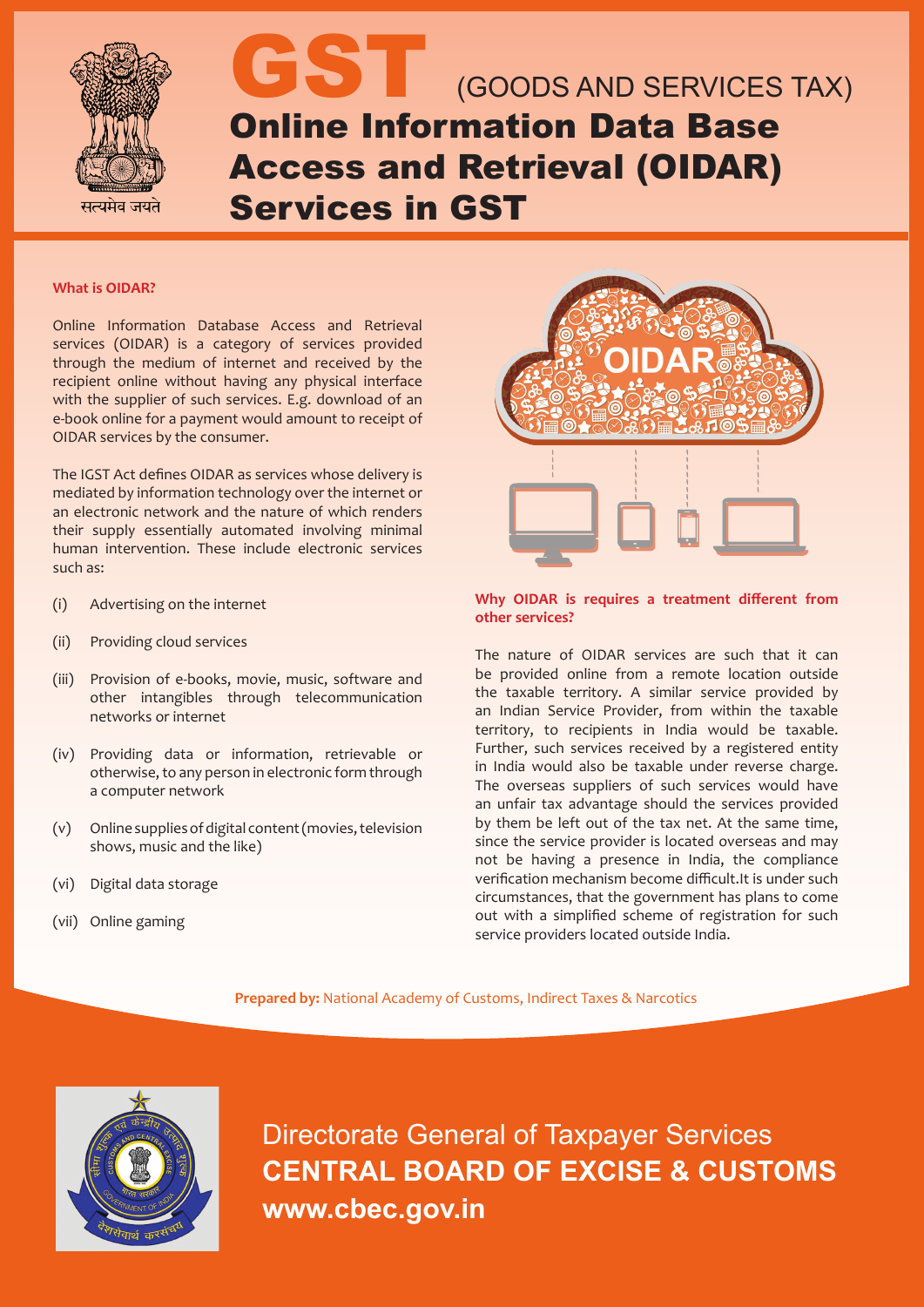सत्यमेव जयते

# GST (GOODS AND SERVICES TAX)

# Online Information Data Base Access and Retrieval (OIDAR) Services in GST

### What is OIDAR?

Online Information Database Access and Retrieval services (OIDAR) is a category of services provided through the medium of internet and received by the recipient online without having any physical interface with the supplier of such services. E.g. download of an e-book online for a payment would amount to receipt of OIDAR services by the consumer.

The IGST Act defines OIDAR as services whose delivery is mediated by information technology over the internet or an electronic network and the nature of which renders their supply essentially automated involving minimal human intervention. These include electronic services such as:

(i) Advertising on the internet

(ii) Providing cloud services

(iii) Provision of e-books, movie, music, software and other intangibles through telecommunication networks or internet

(iv) Providing data or information, retrievable or otherwise, to any person in electronic form through a computer network

(v) Online supplies of digital content (movies, television shows, music and the like)

(vi) Digital data storage

(vii) Online gaming

OIDAR

### Why OIDAR is requires a treatment different from other services?

The nature of OIDAR services are such that it can be provided online from a remote location outside the taxable territory. A similar service provided by an Indian Service Provider, from within the taxable territory, to recipients in India would be taxable. Further, such services received by a registered entity in India would also be taxable under reverse charge. The overseas suppliers of such services would have an unfair tax advantage should the services provided by them be left out of the tax net. At the same time, since the service provider is located overseas and may not be having a presence in India, the compliance verification mechanism become difficult.It is under such circumstances, that the government has plans to come out with a simplified scheme of registration for such service providers located outside India.

**Prepared by:** National Academy of Customs, Indirect Taxes & Narcotics

Directorate General of Taxpayer Services

**CENTRAL BOARD OF EXCISE & CUSTOMS**

**www.cbec.gov.in**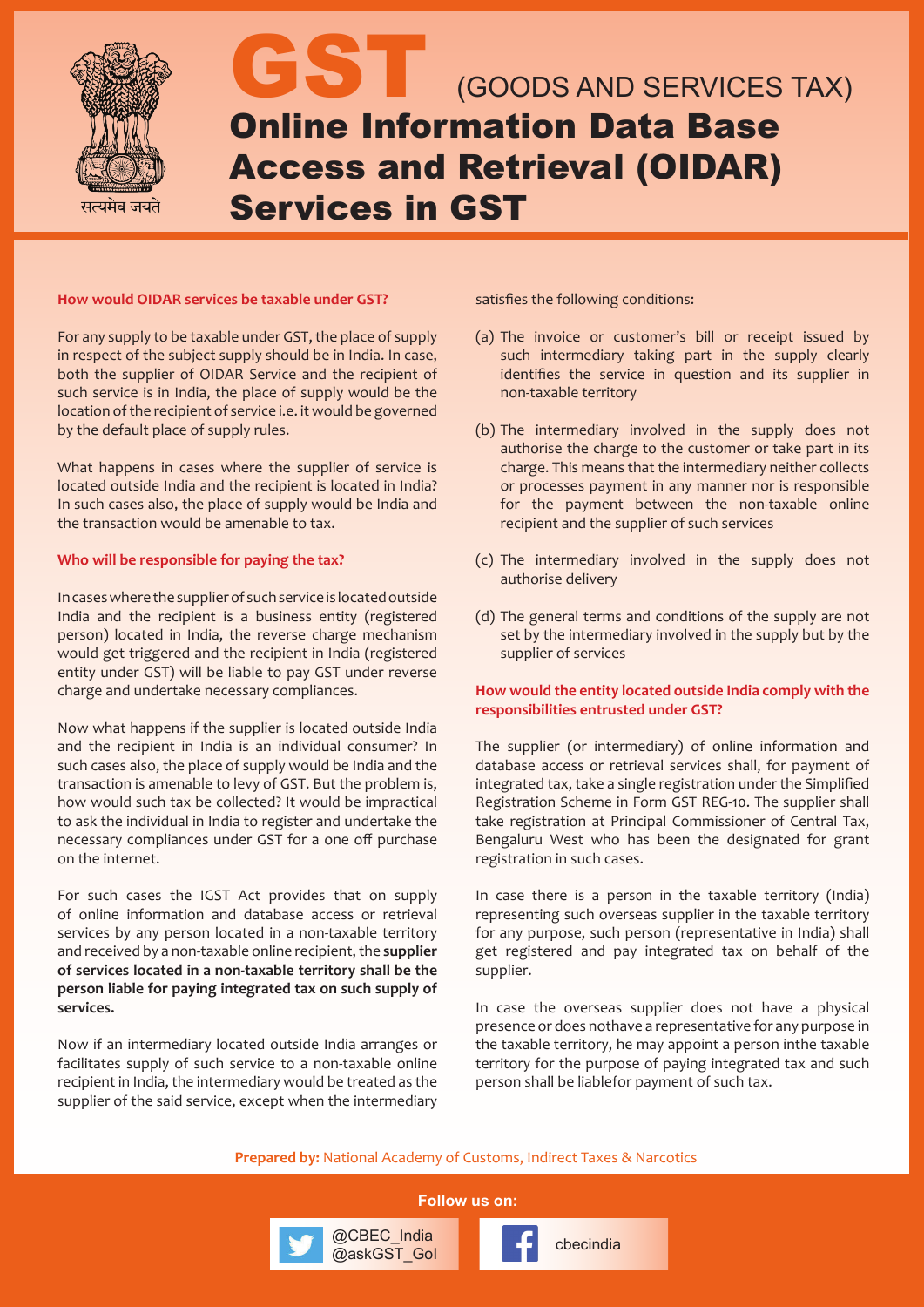# GST (GOODS AND SERVICES TAX)

## Online Information Data Base Access and Retrieval (OIDAR) Services in GST

### How would OIDAR services be taxable under GST?

For any supply to be taxable under GST, the place of supply in respect of the subject supply should be in India. In case, both the supplier of OIDAR Service and the recipient of such service is in India, the place of supply would be the location of the recipient of service i.e. it would be governed by the default place of supply rules.

What happens in cases where the supplier of service is located outside India and the recipient is located in India? In such cases also, the place of supply would be India and the transaction would be amenable to tax.

### Who will be responsible for paying the tax?

In cases where the supplier of such service is located outside India and the recipient is a business entity (registered person) located in India, the reverse charge mechanism would get triggered and the recipient in India (registered entity under GST) will be liable to pay GST under reverse charge and undertake necessary compliances.

Now what happens if the supplier is located outside India and the recipient in India is an individual consumer? In such cases also, the place of supply would be India and the transaction is amenable to levy of GST. But the problem is, how would such tax be collected? It would be impractical to ask the individual in India to register and undertake the necessary compliances under GST for a one off purchase on the internet.

For such cases the IGST Act provides that on supply of online information and database access or retrieval services by any person located in a non-taxable territory and received by a non-taxable online recipient, the **supplier of services located in a non-taxable territory shall be the person liable for paying integrated tax on such supply of services.**

Now if an intermediary located outside India arranges or facilitates supply of such service to a non-taxable online recipient in India, the intermediary would be treated as the supplier of the said service, except when the intermediary satisfies the following conditions:

(a) The invoice or customer's bill or receipt issued by such intermediary taking part in the supply clearly identifies the service in question and its supplier in non-taxable territory

(b) The intermediary involved in the supply does not authorise the charge to the customer or take part in its charge. This means that the intermediary neither collects or processes payment in any manner nor is responsible for the payment between the non-taxable online recipient and the supplier of such services

(c) The intermediary involved in the supply does not authorise delivery

(d) The general terms and conditions of the supply are not set by the intermediary involved in the supply but by the supplier of services

### How would the entity located outside India comply with the responsibilities entrusted under GST?

The supplier (or intermediary) of online information and database access or retrieval services shall, for payment of integrated tax, take a single registration under the Simplified Registration Scheme in Form GST REG-10. The supplier shall take registration at Principal Commissioner of Central Tax, Bengaluru West who has been the designated for grant registration in such cases.

In case there is a person in the taxable territory (India) representing such overseas supplier in the taxable territory for any purpose, such person (representative in India) shall get registered and pay integrated tax on behalf of the supplier.

In case the overseas supplier does not have a physical presence or does nothave a representative for any purpose in the taxable territory, he may appoint a person inthe taxable territory for the purpose of paying integrated tax and such person shall be liablefor payment of such tax.

**Prepared by:** National Academy of Customs, Indirect Taxes & Narcotics

**Follow us on:**

@CBEC_India
@askGST_GoI

cbecindia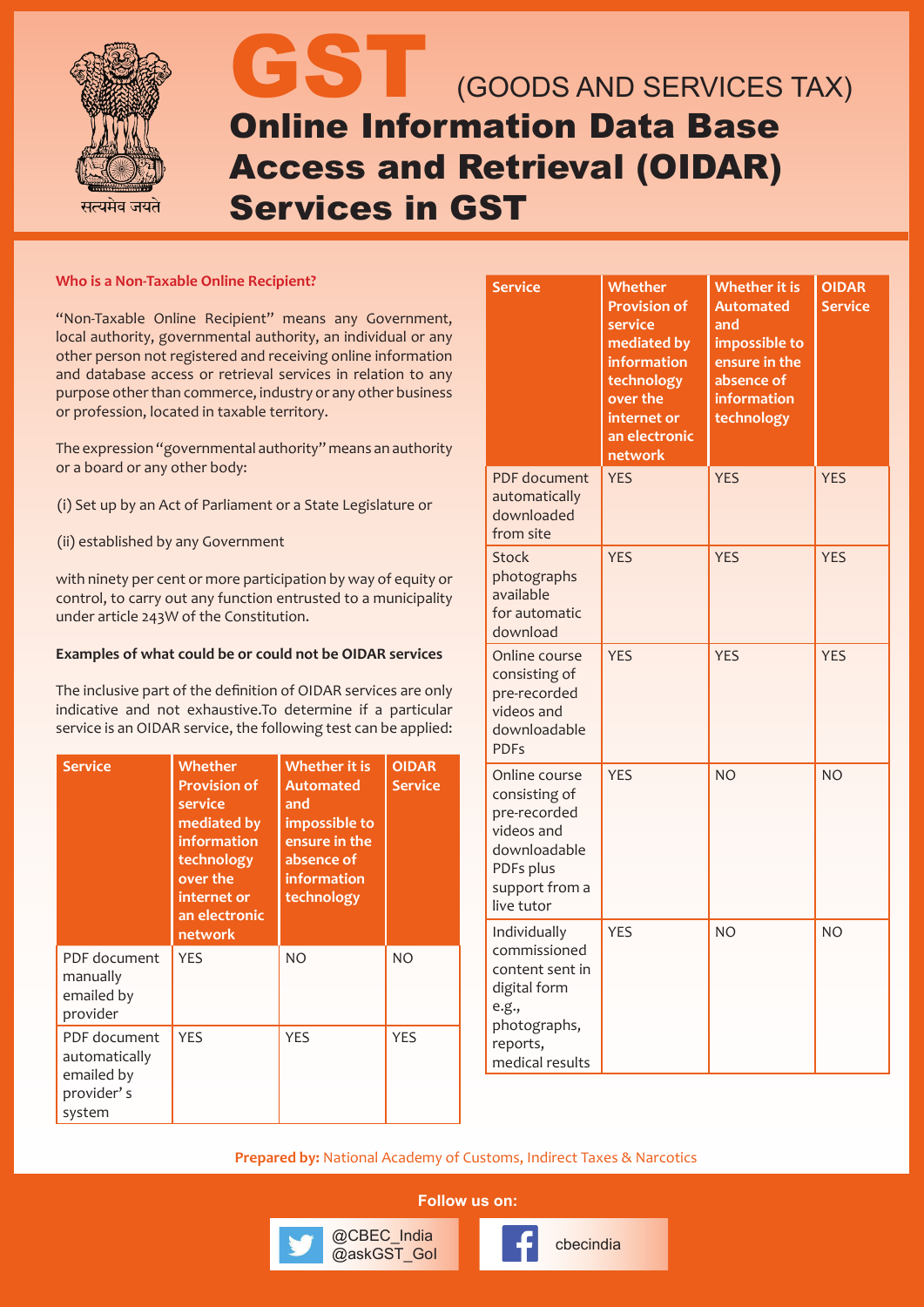# GST (GOODS AND SERVICES TAX)

# Online Information Data Base Access and Retrieval (OIDAR) Services in GST

**Who is a Non-Taxable Online Recipient?**

"Non-Taxable Online Recipient" means any Government, local authority, governmental authority, an individual or any other person not registered and receiving online information and database access or retrieval services in relation to any purpose other than commerce, industry or any other business or profession, located in taxable territory.

The expression "governmental authority" means an authority or a board or any other body:

(i) Set up by an Act of Parliament or a State Legislature or

(ii) established by any Government

with ninety per cent or more participation by way of equity or control, to carry out any function entrusted to a municipality under article 243W of the Constitution.

**Examples of what could be or could not be OIDAR services**

The inclusive part of the definition of OIDAR services are only indicative and not exhaustive.To determine if a particular service is an OIDAR service, the following test can be applied:

| Service | Whether Provision of service mediated by information technology over the internet or an electronic network | Whether it is Automated and impossible to ensure in the absence of information technology | OIDAR Service |
|---|---|---|---|
| PDF document manually emailed by provider | YES | NO | NO |
| PDF document automatically emailed by provider' s system | YES | YES | YES |
| PDF document automatically downloaded from site | YES | YES | YES |
| Stock photographs available for automatic download | YES | YES | YES |
| Online course consisting of pre-recorded videos and downloadable PDFs | YES | YES | YES |
| Online course consisting of pre-recorded videos and downloadable PDFs plus support from a live tutor | YES | NO | NO |
| Individually commissioned content sent in digital form e.g., photographs, reports, medical results | YES | NO | NO |

**Prepared by:** National Academy of Customs, Indirect Taxes & Narcotics

**Follow us on:**

@CBEC_India
@askGST_GoI

cbecindia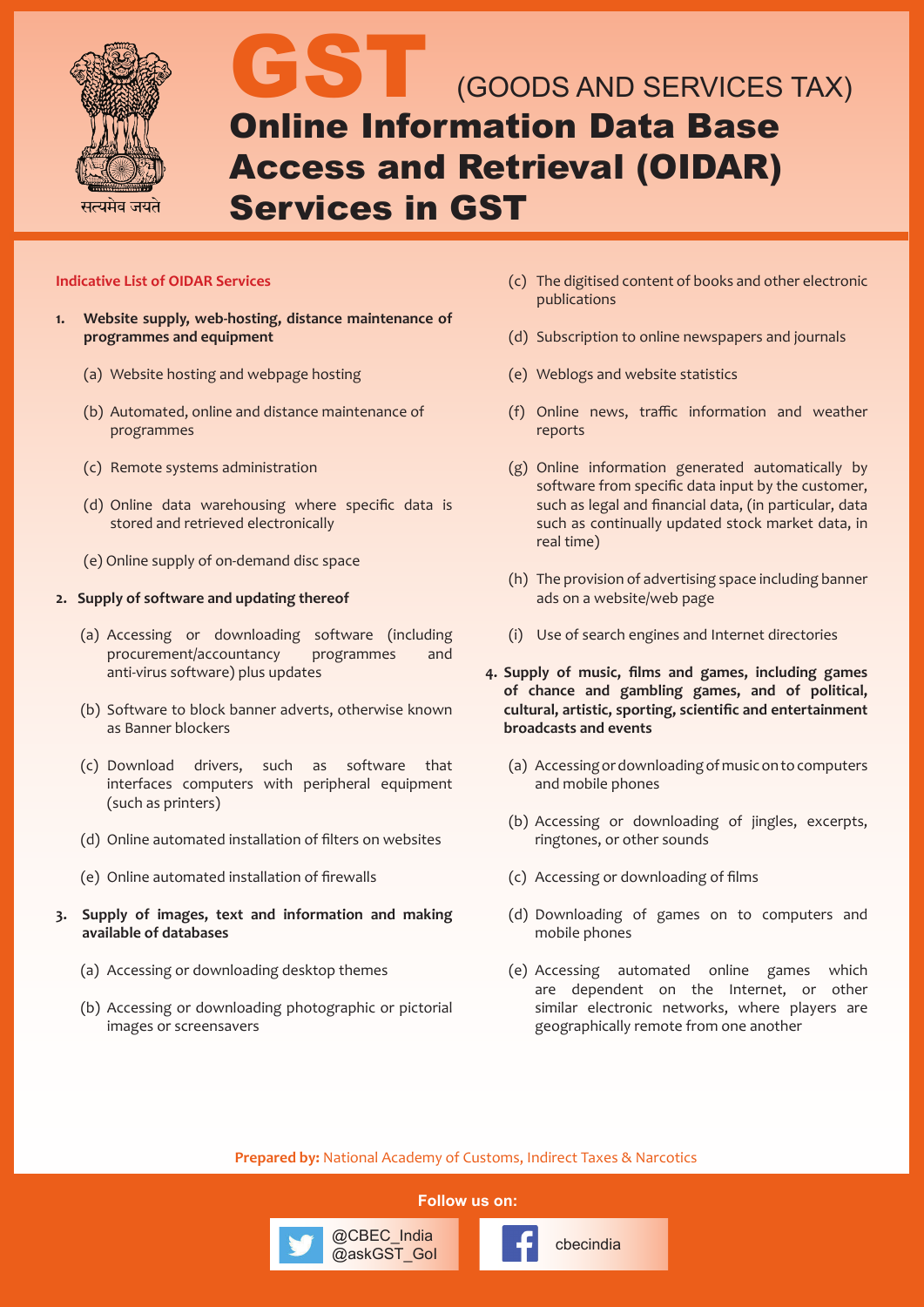# GST (GOODS AND SERVICES TAX)

# Online Information Data Base Access and Retrieval (OIDAR) Services in GST

**Indicative List of OIDAR Services**

1. **Website supply, web-hosting, distance maintenance of programmes and equipment**
   - (a) Website hosting and webpage hosting
   - (b) Automated, online and distance maintenance of programmes
   - (c) Remote systems administration
   - (d) Online data warehousing where specific data is stored and retrieved electronically
   - (e) Online supply of on-demand disc space

2. **Supply of software and updating thereof**
   - (a) Accessing or downloading software (including procurement/accountancy programmes and anti-virus software) plus updates
   - (b) Software to block banner adverts, otherwise known as Banner blockers
   - (c) Download drivers, such as software that interfaces computers with peripheral equipment (such as printers)
   - (d) Online automated installation of filters on websites
   - (e) Online automated installation of firewalls

3. **Supply of images, text and information and making available of databases**
   - (a) Accessing or downloading desktop themes
   - (b) Accessing or downloading photographic or pictorial images or screensavers
   - (c) The digitised content of books and other electronic publications
   - (d) Subscription to online newspapers and journals
   - (e) Weblogs and website statistics
   - (f) Online news, traffic information and weather reports
   - (g) Online information generated automatically by software from specific data input by the customer, such as legal and financial data, (in particular, data such as continually updated stock market data, in real time)
   - (h) The provision of advertising space including banner ads on a website/web page
   - (i) Use of search engines and Internet directories

4. **Supply of music, films and games, including games of chance and gambling games, and of political, cultural, artistic, sporting, scientific and entertainment broadcasts and events**
   - (a) Accessing or downloading of music on to computers and mobile phones
   - (b) Accessing or downloading of jingles, excerpts, ringtones, or other sounds
   - (c) Accessing or downloading of films
   - (d) Downloading of games on to computers and mobile phones
   - (e) Accessing automated online games which are dependent on the Internet, or other similar electronic networks, where players are geographically remote from one another

**Prepared by:** National Academy of Customs, Indirect Taxes & Narcotics

**Follow us on:**

@CBEC_India
@askGST_GoI

cbecindia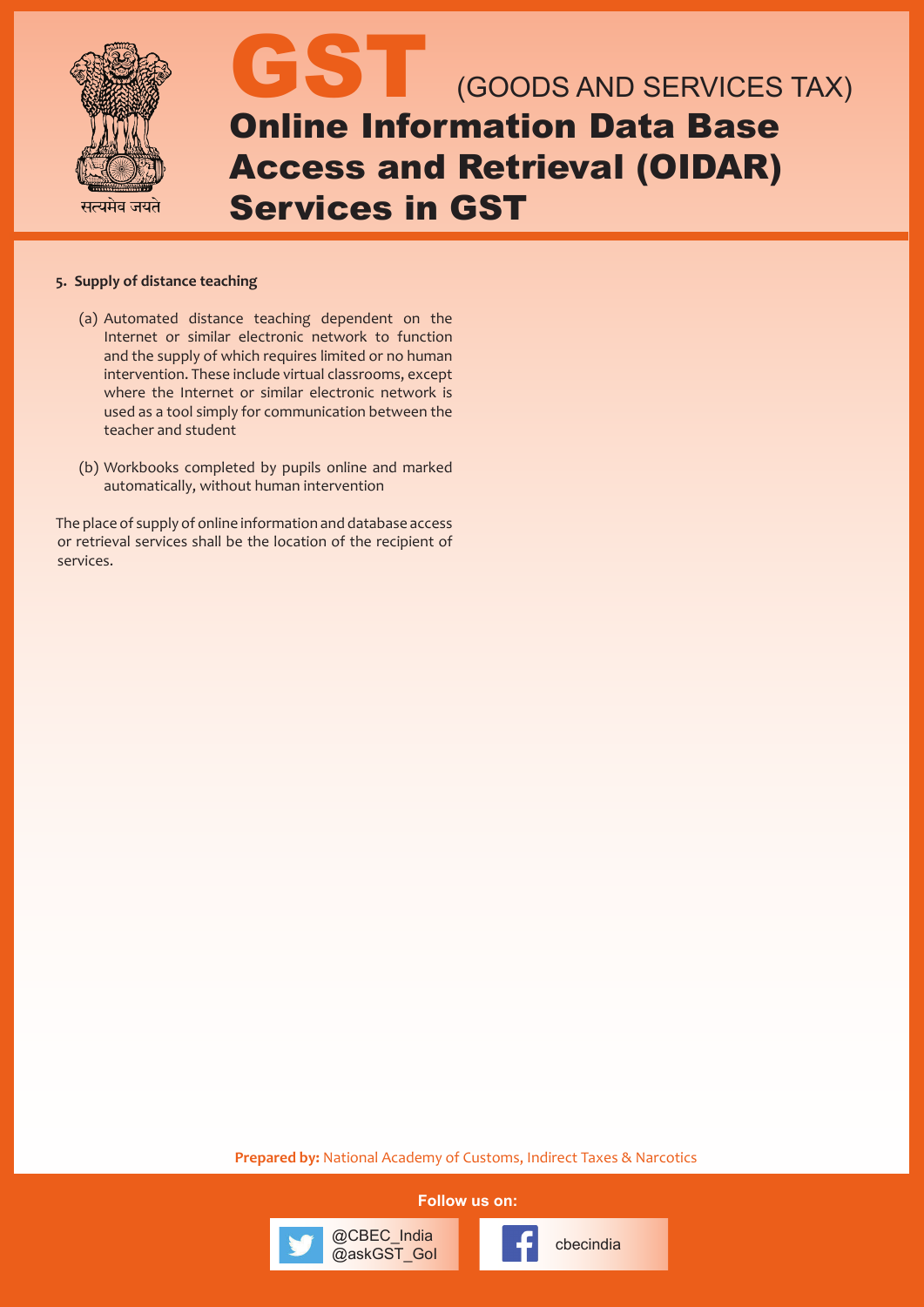# GST (GOODS AND SERVICES TAX)

## Online Information Data Base Access and Retrieval (OIDAR) Services in GST

**5. Supply of distance teaching**

(a) Automated distance teaching dependent on the Internet or similar electronic network to function and the supply of which requires limited or no human intervention. These include virtual classrooms, except where the Internet or similar electronic network is used as a tool simply for communication between the teacher and student

(b) Workbooks completed by pupils online and marked automatically, without human intervention

The place of supply of online information and database access or retrieval services shall be the location of the recipient of services.

**Prepared by:** National Academy of Customs, Indirect Taxes & Narcotics

**Follow us on:**

@CBEC_India
@askGST_GoI

cbecindia